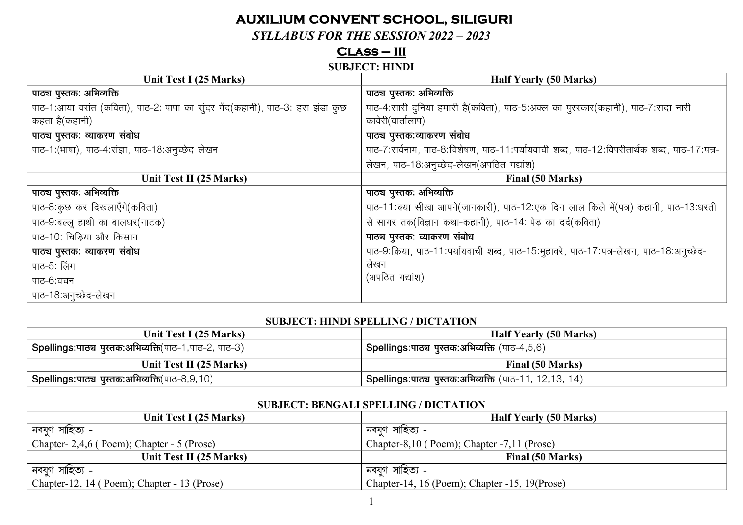# AUXILIUM CONVENT SCHOOL, SILIGURI

***SYLLABUS FOR THE SESSION 2022 – 2023***

## <u>CLASS – III</u>

### SUBJECT: HINDI

| Unit Test I (25 Marks) | Half Yearly (50 Marks) |
|---|---|
| **पाठ्य पुस्तकः अभिव्यक्ति**<br>पाठ-1:आया वसंत (कविता), पाठ-2: पापा का सुंदर गेंद(कहानी), पाठ-3: हरा झंडा कुछ कहता है(कहानी)<br>**पाठ्य पुस्तकः व्याकरण संबोध**<br>पाठ-1:(भाषा), पाठ-4:संज्ञा, पाठ-18:अनुच्छेद लेखन | **पाठ्य पुस्तकः अभिव्यक्ति**<br>पाठ-4:सारी दुनिया हमारी है(कविता), पाठ-5:अक्ल का पुरस्कार(कहानी), पाठ-7:सदा नारी कावेरी(वार्तालाप)<br>**पाठ्य पुस्तकःव्याकरण संबोध**<br>पाठ-7:सर्वनाम, पाठ-8:विशेषण, पाठ-11:पर्यायवाची शब्द, पाठ-12:विपरीतार्थक शब्द, पाठ-17:पत्र-लेखन, पाठ-18:अनुच्छेद-लेखन(अपठित गद्यांश) |
| **Unit Test II (25 Marks)** | **Final (50 Marks)** |
| **पाठ्य पुस्तकः अभिव्यक्ति**<br>पाठ-8:कुछ कर दिखलाएँगे(कविता)<br>पाठ-9:बल्लू हाथी का बालघर(नाटक)<br>पाठ-10: चिड़िया और किसान<br>**पाठ्य पुस्तकः व्याकरण संबोध**<br>पाठ-5: लिंग<br>पाठ-6:वचन<br>पाठ-18:अनुच्छेद-लेखन | **पाठ्य पुस्तकः अभिव्यक्ति**<br>पाठ-11:क्या सीखा आपने(जानकारी), पाठ-12:एक दिन लाल किले में(पत्र) कहानी, पाठ-13:धरती से सागर तक(विज्ञान कथा-कहानी), पाठ-14: पेड़ का दर्द(कविता)<br>**पाठ्य पुस्तकः व्याकरण संबोध**<br>पाठ-9:क्रिया, पाठ-11:पर्यायवाची शब्द, पाठ-15:मुहावरे, पाठ-17:पत्र-लेखन, पाठ-18:अनुच्छेद-लेखन<br>(अपठित गद्यांश) |

### SUBJECT: HINDI SPELLING / DICTATION

| Unit Test I (25 Marks) | Half Yearly (50 Marks) |
|---|---|
| Spellings:**पाठ्य पुस्तकःअभिव्यक्ति**(पाठ-1,पाठ-2, पाठ-3) | Spellings:**पाठ्य पुस्तकःअभिव्यक्ति** (पाठ-4,5,6) |
| **Unit Test II (25 Marks)** | **Final (50 Marks)** |
| Spellings:**पाठ्य पुस्तकःअभिव्यक्ति**(पाठ-8,9,10) | Spellings:**पाठ्य पुस्तकःअभिव्यक्ति** (पाठ-11, 12,13, 14) |

### SUBJECT: BENGALI SPELLING / DICTATION

| Unit Test I (25 Marks) | Half Yearly (50 Marks) |
|---|---|
| নবযুগ সাহিত্য -<br>Chapter- 2,4,6 ( Poem); Chapter - 5 (Prose) | নবযুগ সাহিত্য -<br>Chapter-8,10 ( Poem); Chapter -7,11 (Prose) |
| **Unit Test II (25 Marks)** | **Final (50 Marks)** |
| নবযুগ সাহিত্য -<br>Chapter-12, 14 ( Poem); Chapter - 13 (Prose) | নবযুগ সাহিত্য -<br>Chapter-14, 16 (Poem); Chapter -15, 19(Prose) |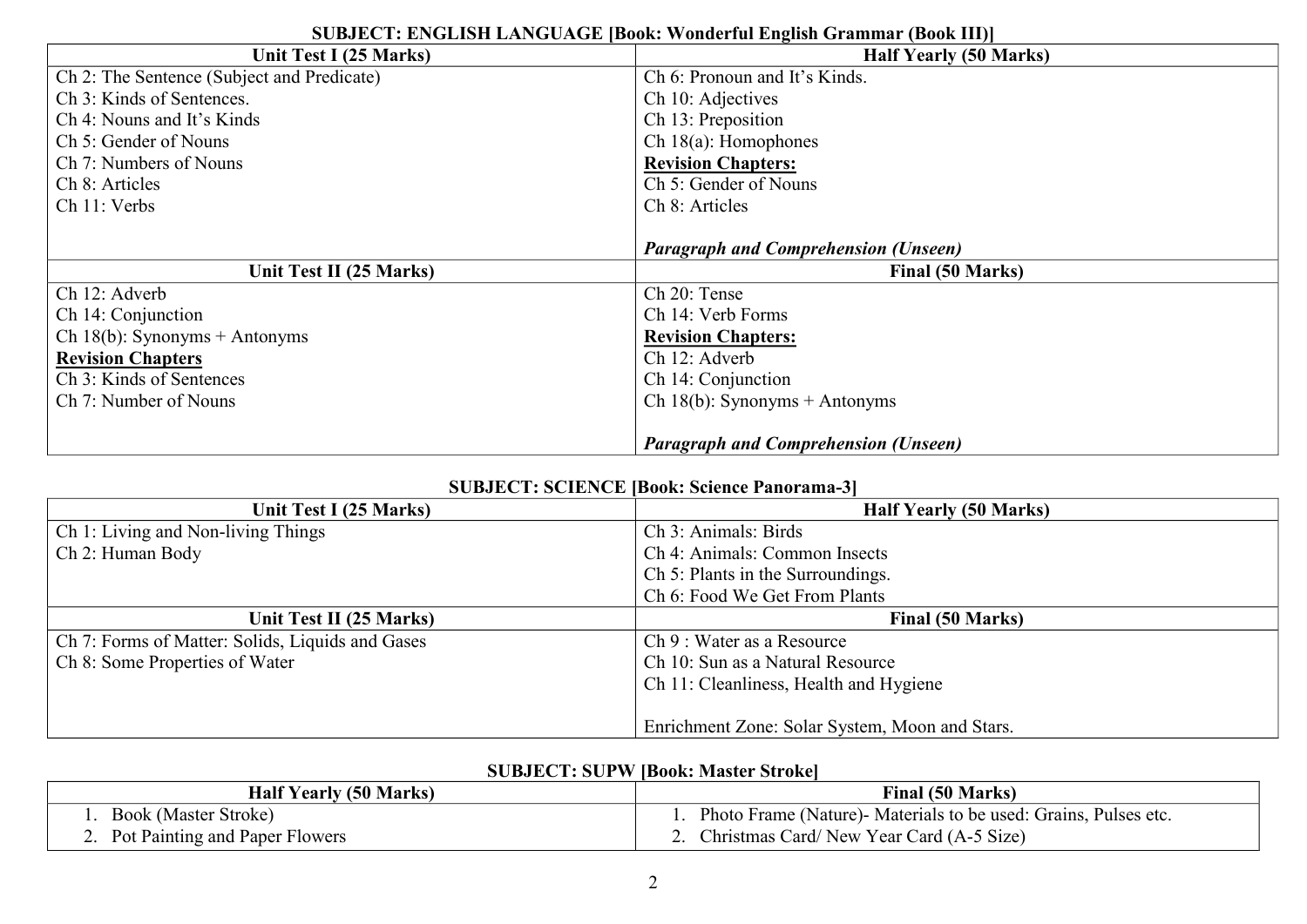**SUBJECT: ENGLISH LANGUAGE [Book: Wonderful English Grammar (Book III)]**

| Unit Test I (25 Marks) | Half Yearly (50 Marks) |
|---|---|
| Ch 2: The Sentence (Subject and Predicate)<br>Ch 3: Kinds of Sentences.<br>Ch 4: Nouns and It's Kinds<br>Ch 5: Gender of Nouns<br>Ch 7: Numbers of Nouns<br>Ch 8: Articles<br>Ch 11: Verbs | Ch 6: Pronoun and It's Kinds.<br>Ch 10: Adjectives<br>Ch 13: Preposition<br>Ch 18(a): Homophones<br>**Revision Chapters:**<br>Ch 5: Gender of Nouns<br>Ch 8: Articles<br><br>***Paragraph and Comprehension (Unseen)*** |
| **Unit Test II (25 Marks)** | **Final (50 Marks)** |
| Ch 12: Adverb<br>Ch 14: Conjunction<br>Ch 18(b): Synonyms + Antonyms<br>**Revision Chapters**<br>Ch 3: Kinds of Sentences<br>Ch 7: Number of Nouns | Ch 20: Tense<br>Ch 14: Verb Forms<br>**Revision Chapters:**<br>Ch 12: Adverb<br>Ch 14: Conjunction<br>Ch 18(b): Synonyms + Antonyms<br><br>***Paragraph and Comprehension (Unseen)*** |

**SUBJECT: SCIENCE [Book: Science Panorama-3]**

| Unit Test I (25 Marks) | Half Yearly (50 Marks) |
|---|---|
| Ch 1: Living and Non-living Things<br>Ch 2: Human Body | Ch 3: Animals: Birds<br>Ch 4: Animals: Common Insects<br>Ch 5: Plants in the Surroundings.<br>Ch 6: Food We Get From Plants |
| **Unit Test II (25 Marks)** | **Final (50 Marks)** |
| Ch 7: Forms of Matter: Solids, Liquids and Gases<br>Ch 8: Some Properties of Water | Ch 9 : Water as a Resource<br>Ch 10: Sun as a Natural Resource<br>Ch 11: Cleanliness, Health and Hygiene<br><br>Enrichment Zone: Solar System, Moon and Stars. |

**SUBJECT: SUPW [Book: Master Stroke]**

| Half Yearly (50 Marks) | Final (50 Marks) |
|---|---|
| 1. Book (Master Stroke)<br>2. Pot Painting and Paper Flowers | 1. Photo Frame (Nature)- Materials to be used: Grains, Pulses etc.<br>2. Christmas Card/ New Year Card (A-5 Size) |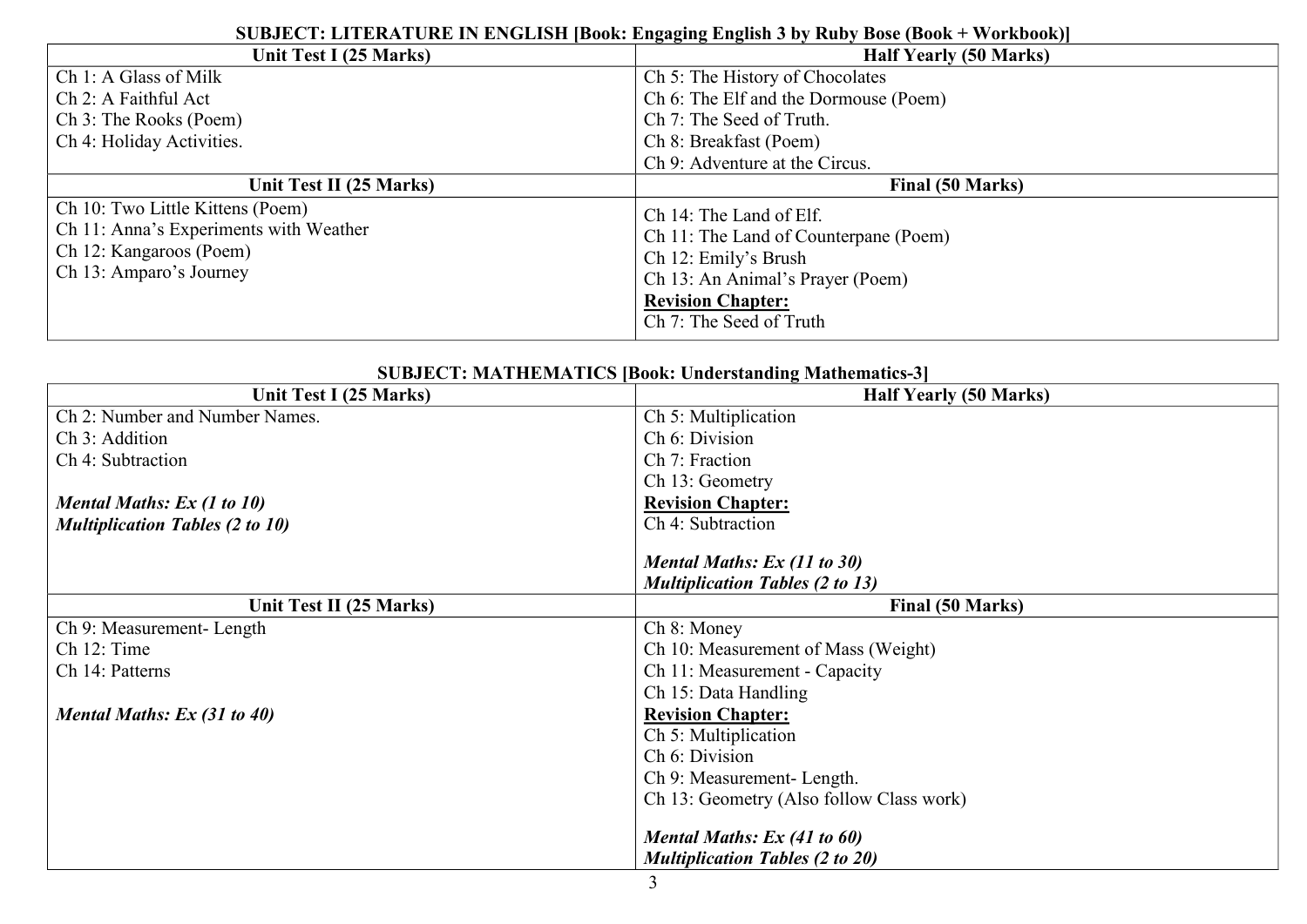## SUBJECT: LITERATURE IN ENGLISH [Book: Engaging English 3 by Ruby Bose (Book + Workbook)]

| Unit Test I (25 Marks) | Half Yearly (50 Marks) |
|---|---|
| Ch 1: A Glass of Milk<br>Ch 2: A Faithful Act<br>Ch 3: The Rooks (Poem)<br>Ch 4: Holiday Activities. | Ch 5: The History of Chocolates<br>Ch 6: The Elf and the Dormouse (Poem)<br>Ch 7: The Seed of Truth.<br>Ch 8: Breakfast (Poem)<br>Ch 9: Adventure at the Circus. |
| **Unit Test II (25 Marks)** | **Final (50 Marks)** |
| Ch 10: Two Little Kittens (Poem)<br>Ch 11: Anna's Experiments with Weather<br>Ch 12: Kangaroos (Poem)<br>Ch 13: Amparo's Journey | Ch 14: The Land of Elf.<br>Ch 11: The Land of Counterpane (Poem)<br>Ch 12: Emily's Brush<br>Ch 13: An Animal's Prayer (Poem)<br>**Revision Chapter:**<br>Ch 7: The Seed of Truth |

## SUBJECT: MATHEMATICS [Book: Understanding Mathematics-3]

| Unit Test I (25 Marks) | Half Yearly (50 Marks) |
|---|---|
| Ch 2: Number and Number Names.<br>Ch 3: Addition<br>Ch 4: Subtraction<br><br>***Mental Maths: Ex (1 to 10)***<br>***Multiplication Tables (2 to 10)*** | Ch 5: Multiplication<br>Ch 6: Division<br>Ch 7: Fraction<br>Ch 13: Geometry<br>**Revision Chapter:**<br>Ch 4: Subtraction<br><br>***Mental Maths: Ex (11 to 30)***<br>***Multiplication Tables (2 to 13)*** |
| **Unit Test II (25 Marks)** | **Final (50 Marks)** |
| Ch 9: Measurement- Length<br>Ch 12: Time<br>Ch 14: Patterns<br><br>***Mental Maths: Ex (31 to 40)*** | Ch 8: Money<br>Ch 10: Measurement of Mass (Weight)<br>Ch 11: Measurement - Capacity<br>Ch 15: Data Handling<br>**Revision Chapter:**<br>Ch 5: Multiplication<br>Ch 6: Division<br>Ch 9: Measurement- Length.<br>Ch 13: Geometry (Also follow Class work)<br><br>***Mental Maths: Ex (41 to 60)***<br>***Multiplication Tables (2 to 20)*** |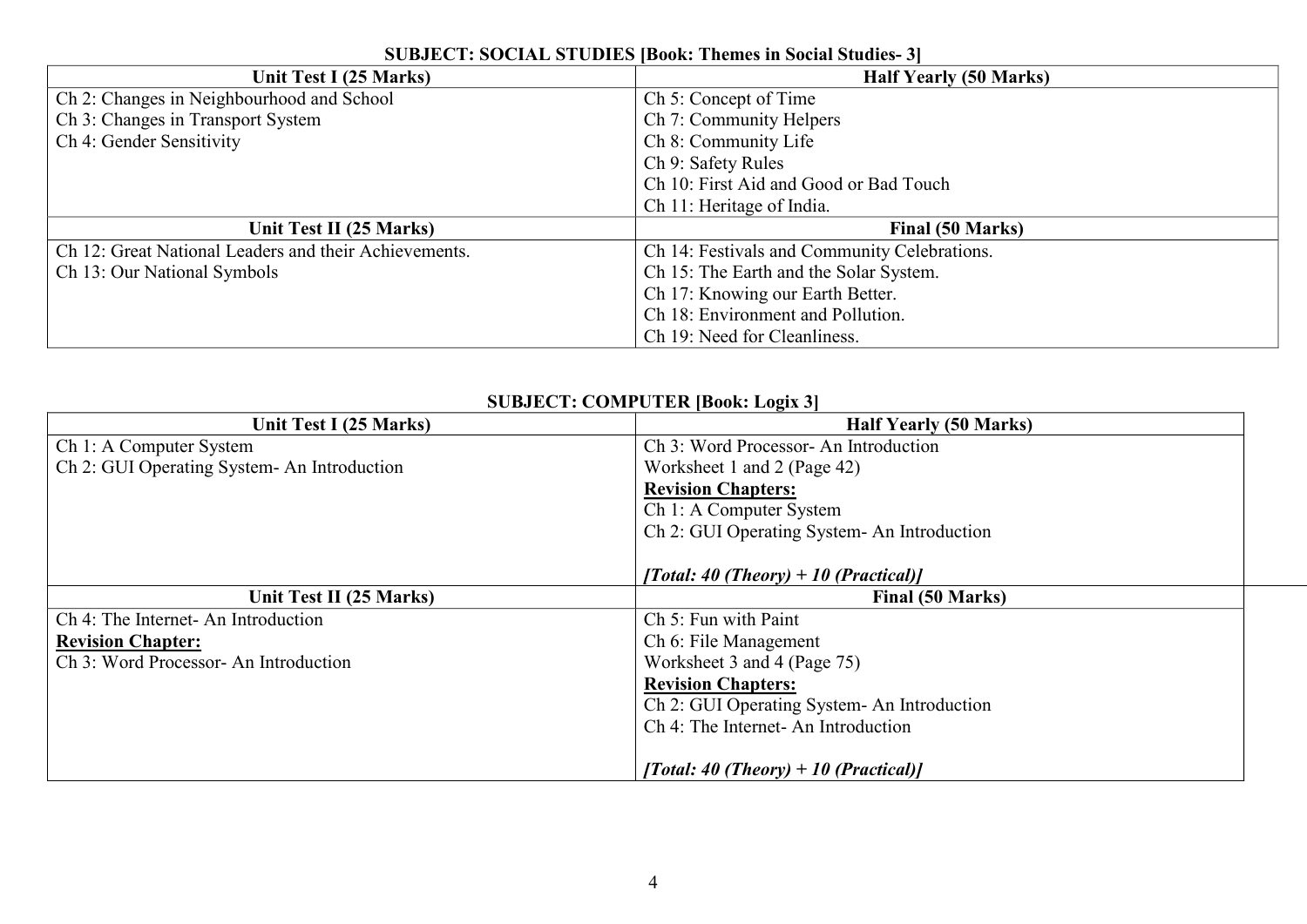**SUBJECT: SOCIAL STUDIES [Book: Themes in Social Studies- 3]**

| Unit Test I (25 Marks) | Half Yearly (50 Marks) |
| --- | --- |
| Ch 2: Changes in Neighbourhood and School<br>Ch 3: Changes in Transport System<br>Ch 4: Gender Sensitivity | Ch 5: Concept of Time<br>Ch 7: Community Helpers<br>Ch 8: Community Life<br>Ch 9: Safety Rules<br>Ch 10: First Aid and Good or Bad Touch<br>Ch 11: Heritage of India. |
| **Unit Test II (25 Marks)** | **Final (50 Marks)** |
| Ch 12: Great National Leaders and their Achievements.<br>Ch 13: Our National Symbols | Ch 14: Festivals and Community Celebrations.<br>Ch 15: The Earth and the Solar System.<br>Ch 17: Knowing our Earth Better.<br>Ch 18: Environment and Pollution.<br>Ch 19: Need for Cleanliness. |

**SUBJECT: COMPUTER [Book: Logix 3]**

| Unit Test I (25 Marks) | Half Yearly (50 Marks) |
| --- | --- |
| Ch 1: A Computer System<br>Ch 2: GUI Operating System- An Introduction | Ch 3: Word Processor- An Introduction<br>Worksheet 1 and 2 (Page 42)<br>**<u>Revision Chapters:</u>**<br>Ch 1: A Computer System<br>Ch 2: GUI Operating System- An Introduction<br><br>***[Total: 40 (Theory) + 10 (Practical)]*** |
| **Unit Test II (25 Marks)** | **Final (50 Marks)** |
| Ch 4: The Internet- An Introduction<br>**<u>Revision Chapter:</u>**<br>Ch 3: Word Processor- An Introduction | Ch 5: Fun with Paint<br>Ch 6: File Management<br>Worksheet 3 and 4 (Page 75)<br>**<u>Revision Chapters:</u>**<br>Ch 2: GUI Operating System- An Introduction<br>Ch 4: The Internet- An Introduction<br><br>***[Total: 40 (Theory) + 10 (Practical)]*** |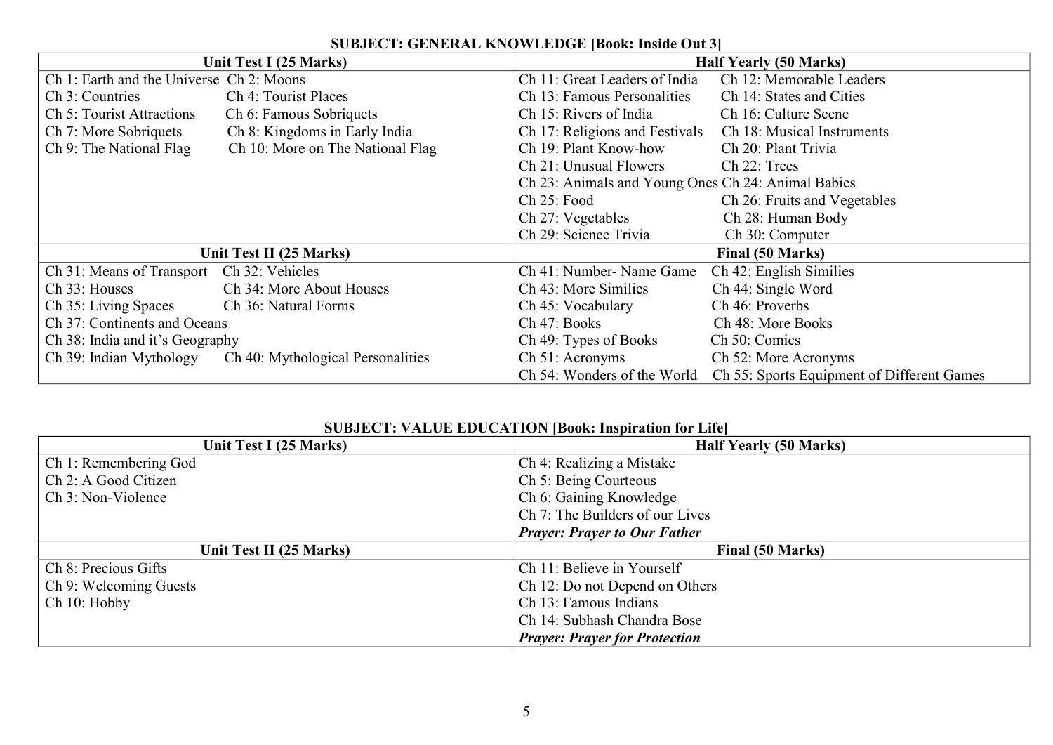**SUBJECT: GENERAL KNOWLEDGE [Book: Inside Out 3]**

| Unit Test I (25 Marks) | Half Yearly (50 Marks) |
|---|---|
| Ch 1: Earth and the Universe Ch 2: Moons<br>Ch 3: Countries Ch 4: Tourist Places<br>Ch 5: Tourist Attractions Ch 6: Famous Sobriquets<br>Ch 7: More Sobriquets Ch 8: Kingdoms in Early India<br>Ch 9: The National Flag Ch 10: More on The National Flag | Ch 11: Great Leaders of India Ch 12: Memorable Leaders<br>Ch 13: Famous Personalities Ch 14: States and Cities<br>Ch 15: Rivers of India Ch 16: Culture Scene<br>Ch 17: Religions and Festivals Ch 18: Musical Instruments<br>Ch 19: Plant Know-how Ch 20: Plant Trivia<br>Ch 21: Unusual Flowers Ch 22: Trees<br>Ch 23: Animals and Young Ones Ch 24: Animal Babies<br>Ch 25: Food Ch 26: Fruits and Vegetables<br>Ch 27: Vegetables Ch 28: Human Body<br>Ch 29: Science Trivia Ch 30: Computer |
| **Unit Test II (25 Marks)** | **Final (50 Marks)** |
| Ch 31: Means of Transport Ch 32: Vehicles<br>Ch 33: Houses Ch 34: More About Houses<br>Ch 35: Living Spaces Ch 36: Natural Forms<br>Ch 37: Continents and Oceans<br>Ch 38: India and it's Geography<br>Ch 39: Indian Mythology Ch 40: Mythological Personalities | Ch 41: Number- Name Game Ch 42: English Similies<br>Ch 43: More Similies Ch 44: Single Word<br>Ch 45: Vocabulary Ch 46: Proverbs<br>Ch 47: Books Ch 48: More Books<br>Ch 49: Types of Books Ch 50: Comics<br>Ch 51: Acronyms Ch 52: More Acronyms<br>Ch 54: Wonders of the World Ch 55: Sports Equipment of Different Games |

**SUBJECT: VALUE EDUCATION [Book: Inspiration for Life]**

| Unit Test I (25 Marks) | Half Yearly (50 Marks) |
|---|---|
| Ch 1: Remembering God<br>Ch 2: A Good Citizen<br>Ch 3: Non-Violence | Ch 4: Realizing a Mistake<br>Ch 5: Being Courteous<br>Ch 6: Gaining Knowledge<br>Ch 7: The Builders of our Lives<br>***Prayer: Prayer to Our Father*** |
| **Unit Test II (25 Marks)** | **Final (50 Marks)** |
| Ch 8: Precious Gifts<br>Ch 9: Welcoming Guests<br>Ch 10: Hobby | Ch 11: Believe in Yourself<br>Ch 12: Do not Depend on Others<br>Ch 13: Famous Indians<br>Ch 14: Subhash Chandra Bose<br>***Prayer: Prayer for Protection*** |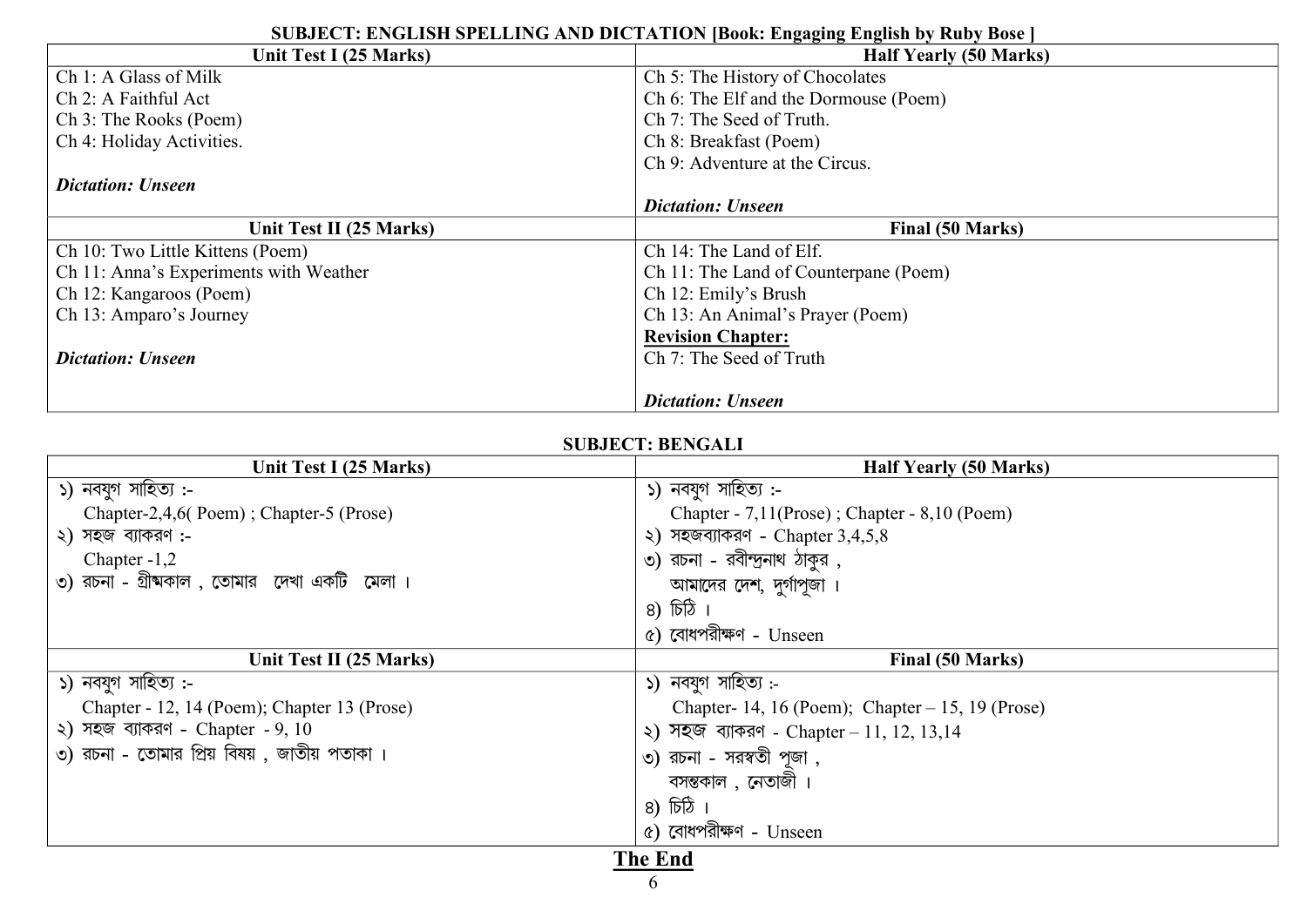**SUBJECT: ENGLISH SPELLING AND DICTATION [Book: Engaging English by Ruby Bose ]**

| Unit Test I (25 Marks) | Half Yearly (50 Marks) |
|---|---|
| Ch 1: A Glass of Milk<br>Ch 2: A Faithful Act<br>Ch 3: The Rooks (Poem)<br>Ch 4: Holiday Activities.<br><br>***Dictation: Unseen*** | Ch 5: The History of Chocolates<br>Ch 6: The Elf and the Dormouse (Poem)<br>Ch 7: The Seed of Truth.<br>Ch 8: Breakfast (Poem)<br>Ch 9: Adventure at the Circus.<br><br>***Dictation: Unseen*** |
| **Unit Test II (25 Marks)** | **Final (50 Marks)** |
| Ch 10: Two Little Kittens (Poem)<br>Ch 11: Anna's Experiments with Weather<br>Ch 12: Kangaroos (Poem)<br>Ch 13: Amparo's Journey<br><br>***Dictation: Unseen*** | Ch 14: The Land of Elf.<br>Ch 11: The Land of Counterpane (Poem)<br>Ch 12: Emily's Brush<br>Ch 13: An Animal's Prayer (Poem)<br>**Revision Chapter:**<br>Ch 7: The Seed of Truth<br><br>***Dictation: Unseen*** |

**SUBJECT: BENGALI**

| Unit Test I (25 Marks) | Half Yearly (50 Marks) |
|---|---|
| ১) নবযুগ সাহিত্য :-<br>Chapter-2,4,6( Poem) ; Chapter-5 (Prose)<br>২) সহজ ব্যাকরণ :-<br>Chapter -1,2<br>৩) রচনা - গ্রীষ্মকাল , তোমার দেখা একটি মেলা । | ১) নবযুগ সাহিত্য :-<br>Chapter - 7,11(Prose) ; Chapter - 8,10 (Poem)<br>২) সহজব্যাকরণ - Chapter 3,4,5,8<br>৩) রচনা - রবীন্দ্রনাথ ঠাকুর ,<br>আমাদের দেশ, দুর্গাপুজা ।<br>৪) চিঠি ।<br>৫) বোধপরীক্ষণ - Unseen |
| **Unit Test II (25 Marks)** | **Final (50 Marks)** |
| ১) নবযুগ সাহিত্য :-<br>Chapter - 12, 14 (Poem); Chapter 13 (Prose)<br>২) সহজ ব্যাকরণ - Chapter - 9, 10<br>৩) রচনা - তোমার প্রিয় বিষয় , জাতীয় পতাকা । | ১) নবযুগ সাহিত্য :-<br>Chapter- 14, 16 (Poem); Chapter – 15, 19 (Prose)<br>২) সহজ ব্যাকরণ - Chapter – 11, 12, 13,14<br>৩) রচনা - সরস্বতী পূজা ,<br>বসন্তকাল , নেতাজী ।<br>৪) চিঠি ।<br>৫) বোধপরীক্ষণ - Unseen |

**The End**